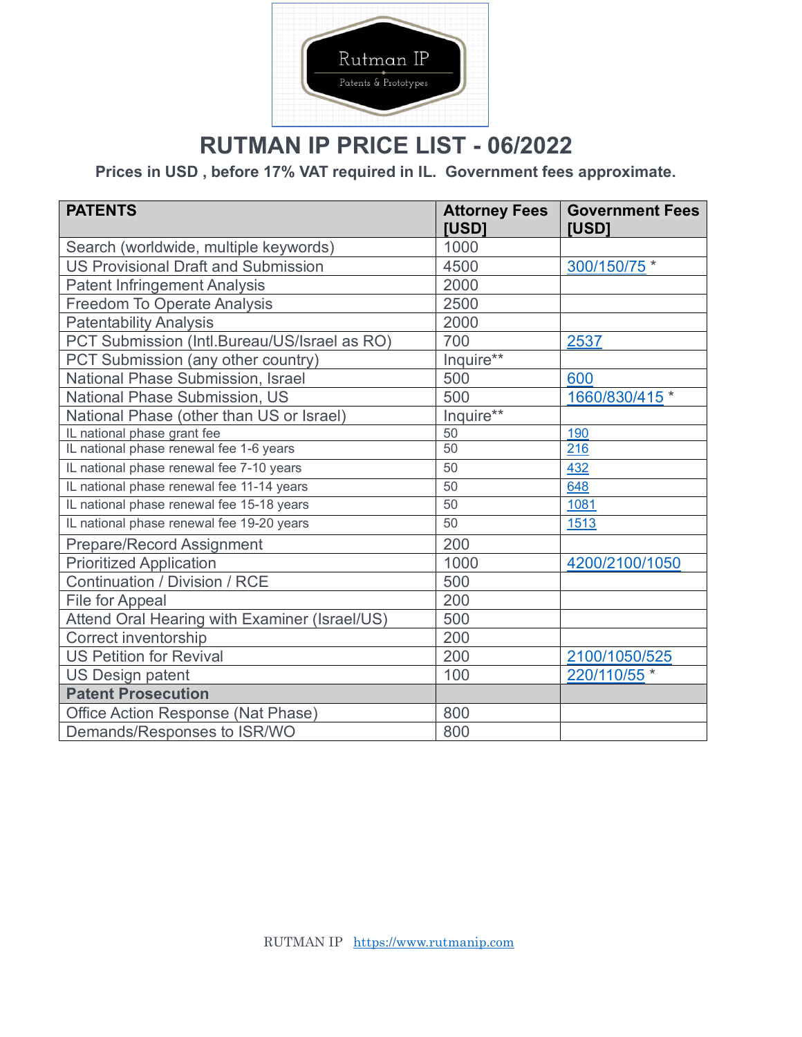# RUTMAN IP PRICE LIST - 06/2022

**Prices in USD , before 17% VAT required in IL.  Government fees approximate.**

| PATENTS | Attorney Fees [USD] | Government Fees [USD] |
|---|---|---|
| Search (worldwide, multiple keywords) | 1000 | |
| US Provisional Draft and Submission | 4500 | 300/150/75 * |
| Patent Infringement Analysis | 2000 | |
| Freedom To Operate Analysis | 2500 | |
| Patentability Analysis | 2000 | |
| PCT Submission (Intl.Bureau/US/Israel as RO) | 700 | 2537 |
| PCT Submission (any other country) | Inquire** | |
| National Phase Submission, Israel | 500 | 600 |
| National Phase Submission, US | 500 | 1660/830/415 * |
| National Phase (other than US or Israel) | Inquire** | |
| IL national phase grant fee | 50 | 190 |
| IL national phase renewal fee 1-6 years | 50 | 216 |
| IL national phase renewal fee 7-10 years | 50 | 432 |
| IL national phase renewal fee 11-14 years | 50 | 648 |
| IL national phase renewal fee 15-18 years | 50 | 1081 |
| IL national phase renewal fee 19-20 years | 50 | 1513 |
| Prepare/Record Assignment | 200 | |
| Prioritized Application | 1000 | 4200/2100/1050 |
| Continuation / Division / RCE | 500 | |
| File for Appeal | 200 | |
| Attend Oral Hearing with Examiner (Israel/US) | 500 | |
| Correct inventorship | 200 | |
| US Petition for Revival | 200 | 2100/1050/525 |
| US Design patent | 100 | 220/110/55 * |
| **Patent Prosecution** | | |
| Office Action Response (Nat Phase) | 800 | |
| Demands/Responses to ISR/WO | 800 | |

RUTMAN IP https://www.rutmanip.com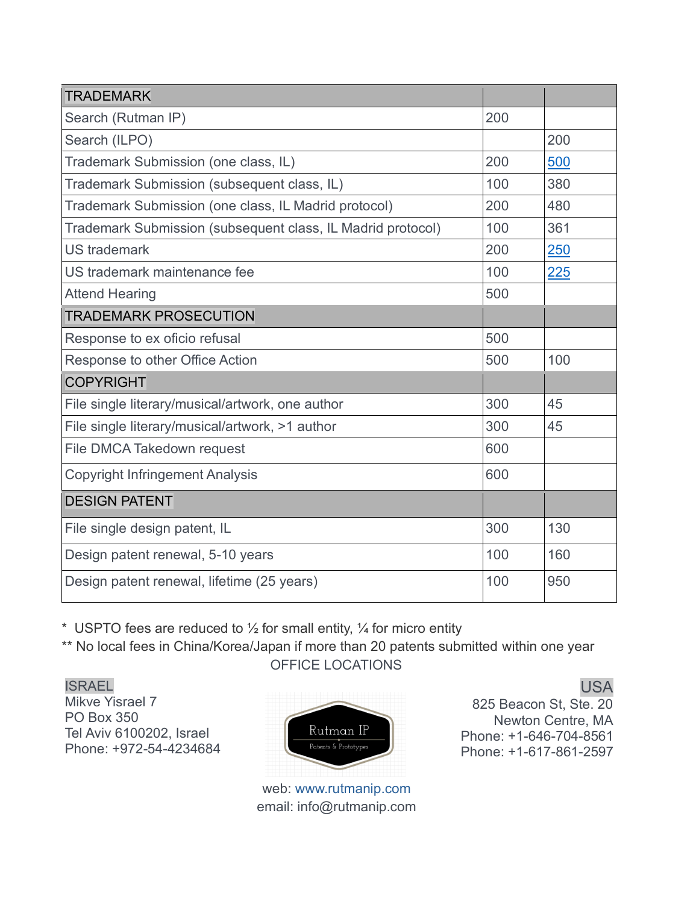| | | |
|---|---|---|
| **TRADEMARK** | | |
| Search (Rutman IP) | 200 | |
| Search (ILPO) | | 200 |
| Trademark Submission (one class, IL) | 200 | 500 |
| Trademark Submission (subsequent class, IL) | 100 | 380 |
| Trademark Submission (one class, IL Madrid protocol) | 200 | 480 |
| Trademark Submission (subsequent class, IL Madrid protocol) | 100 | 361 |
| US trademark | 200 | 250 |
| US trademark maintenance fee | 100 | 225 |
| Attend Hearing | 500 | |
| **TRADEMARK PROSECUTION** | | |
| Response to ex oficio refusal | 500 | |
| Response to other Office Action | 500 | 100 |
| **COPYRIGHT** | | |
| File single literary/musical/artwork, one author | 300 | 45 |
| File single literary/musical/artwork, >1 author | 300 | 45 |
| File DMCA Takedown request | 600 | |
| Copyright Infringement Analysis | 600 | |
| **DESIGN PATENT** | | |
| File single design patent, IL | 300 | 130 |
| Design patent renewal, 5-10 years | 100 | 160 |
| Design patent renewal, lifetime (25 years) | 100 | 950 |

\* USPTO fees are reduced to ½ for small entity, ¼ for micro entity

** No local fees in China/Korea/Japan if more than 20 patents submitted within one year

OFFICE LOCATIONS

**ISRAEL**
Mikve Yisrael 7
PO Box 350
Tel Aviv 6100202, Israel
Phone: +972-54-4234684

Rutman IP
Patents & Prototypes

**USA**
825 Beacon St, Ste. 20
Newton Centre, MA
Phone: +1-646-704-8561
Phone: +1-617-861-2597

web: www.rutmanip.com
email: info@rutmanip.com